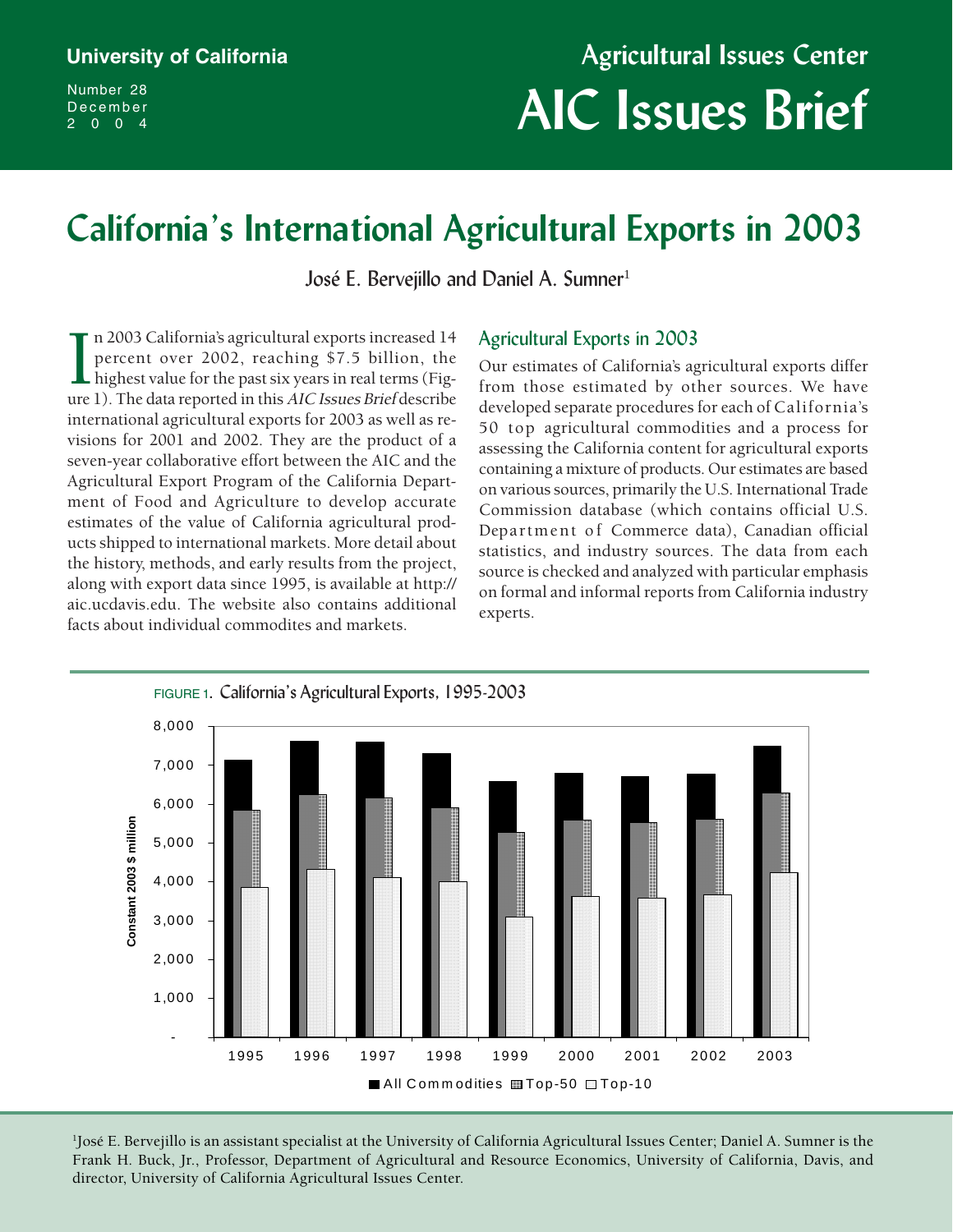University of California

Number 28
December
2004

Agricultural Issues Center

# AIC Issues Brief

# California's International Agricultural Exports in 2003

José E. Bervejillo and Daniel A. Sumner[1]

In 2003 California's agricultural exports increased 14 percent over 2002, reaching $7.5 billion, the highest value for the past six years in real terms (Figure 1). The data reported in this *AIC Issues Brief* describe international agricultural exports for 2003 as well as revisions for 2001 and 2002. They are the product of a seven-year collaborative effort between the AIC and the Agricultural Export Program of the California Department of Food and Agriculture to develop accurate estimates of the value of California agricultural products shipped to international markets. More detail about the history, methods, and early results from the project, along with export data since 1995, is available at http://aic.ucdavis.edu. The website also contains additional facts about individual commodites and markets.

## Agricultural Exports in 2003

Our estimates of California's agricultural exports differ from those estimated by other sources. We have developed separate procedures for each of California's 50 top agricultural commodities and a process for assessing the California content for agricultural exports containing a mixture of products. Our estimates are based on various sources, primarily the U.S. International Trade Commission database (which contains official U.S. Department of Commerce data), Canadian official statistics, and industry sources. The data from each source is checked and analyzed with particular emphasis on formal and informal reports from California industry experts.

FIGURE 1. California's Agricultural Exports, 1995-2003

[1]José E. Bervejillo is an assistant specialist at the University of California Agricultural Issues Center; Daniel A. Sumner is the Frank H. Buck, Jr., Professor, Department of Agricultural and Resource Economics, University of California, Davis, and director, University of California Agricultural Issues Center.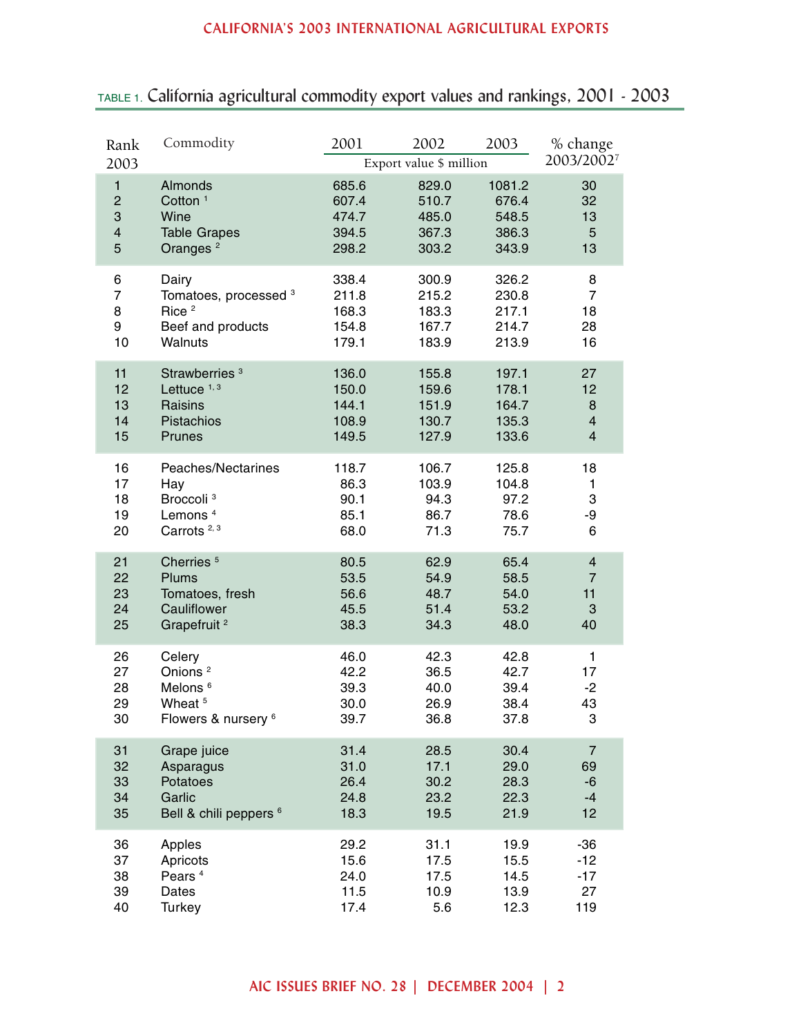TABLE 1. California agricultural commodity export values and rankings, 2001 - 2003

| Rank 2003 | Commodity | 2001 | 2002 | 2003 | % change 2003/2002[7] |
|---|---|---|---|---|---|
| | | Export value $ million | | | |
| 1 | Almonds | 685.6 | 829.0 | 1081.2 | 30 |
| 2 | Cotton [1] | 607.4 | 510.7 | 676.4 | 32 |
| 3 | Wine | 474.7 | 485.0 | 548.5 | 13 |
| 4 | Table Grapes | 394.5 | 367.3 | 386.3 | 5 |
| 5 | Oranges [2] | 298.2 | 303.2 | 343.9 | 13 |
| 6 | Dairy | 338.4 | 300.9 | 326.2 | 8 |
| 7 | Tomatoes, processed [3] | 211.8 | 215.2 | 230.8 | 7 |
| 8 | Rice [2] | 168.3 | 183.3 | 217.1 | 18 |
| 9 | Beef and products | 154.8 | 167.7 | 214.7 | 28 |
| 10 | Walnuts | 179.1 | 183.9 | 213.9 | 16 |
| 11 | Strawberries [3] | 136.0 | 155.8 | 197.1 | 27 |
| 12 | Lettuce [1, 3] | 150.0 | 159.6 | 178.1 | 12 |
| 13 | Raisins | 144.1 | 151.9 | 164.7 | 8 |
| 14 | Pistachios | 108.9 | 130.7 | 135.3 | 4 |
| 15 | Prunes | 149.5 | 127.9 | 133.6 | 4 |
| 16 | Peaches/Nectarines | 118.7 | 106.7 | 125.8 | 18 |
| 17 | Hay | 86.3 | 103.9 | 104.8 | 1 |
| 18 | Broccoli [3] | 90.1 | 94.3 | 97.2 | 3 |
| 19 | Lemons [4] | 85.1 | 86.7 | 78.6 | -9 |
| 20 | Carrots [2, 3] | 68.0 | 71.3 | 75.7 | 6 |
| 21 | Cherries [5] | 80.5 | 62.9 | 65.4 | 4 |
| 22 | Plums | 53.5 | 54.9 | 58.5 | 7 |
| 23 | Tomatoes, fresh | 56.6 | 48.7 | 54.0 | 11 |
| 24 | Cauliflower | 45.5 | 51.4 | 53.2 | 3 |
| 25 | Grapefruit [2] | 38.3 | 34.3 | 48.0 | 40 |
| 26 | Celery | 46.0 | 42.3 | 42.8 | 1 |
| 27 | Onions [2] | 42.2 | 36.5 | 42.7 | 17 |
| 28 | Melons [6] | 39.3 | 40.0 | 39.4 | -2 |
| 29 | Wheat [5] | 30.0 | 26.9 | 38.4 | 43 |
| 30 | Flowers & nursery [6] | 39.7 | 36.8 | 37.8 | 3 |
| 31 | Grape juice | 31.4 | 28.5 | 30.4 | 7 |
| 32 | Asparagus | 31.0 | 17.1 | 29.0 | 69 |
| 33 | Potatoes | 26.4 | 30.2 | 28.3 | -6 |
| 34 | Garlic | 24.8 | 23.2 | 22.3 | -4 |
| 35 | Bell & chili peppers [6] | 18.3 | 19.5 | 21.9 | 12 |
| 36 | Apples | 29.2 | 31.1 | 19.9 | -36 |
| 37 | Apricots | 15.6 | 17.5 | 15.5 | -12 |
| 38 | Pears [4] | 24.0 | 17.5 | 14.5 | -17 |
| 39 | Dates | 11.5 | 10.9 | 13.9 | 27 |
| 40 | Turkey | 17.4 | 5.6 | 12.3 | 119 |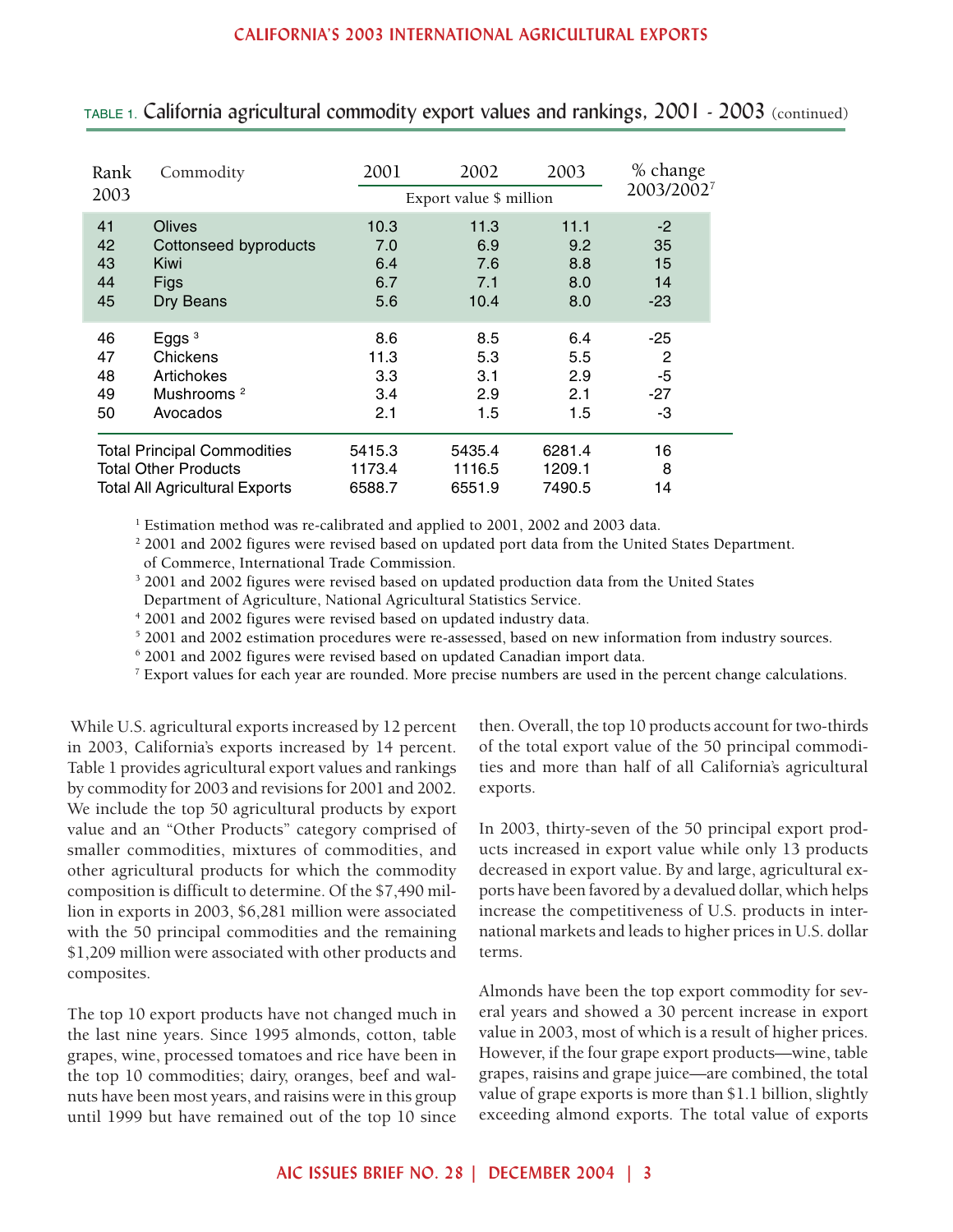TABLE 1. California agricultural commodity export values and rankings, 2001 - 2003 (continued)

| Rank 2003 | Commodity | 2001 | 2002 | 2003 | % change 2003/2002[7] |
|---|---|---|---|---|---|
| | | Export value $ million | | | |
| 41 | Olives | 10.3 | 11.3 | 11.1 | -2 |
| 42 | Cottonseed byproducts | 7.0 | 6.9 | 9.2 | 35 |
| 43 | Kiwi | 6.4 | 7.6 | 8.8 | 15 |
| 44 | Figs | 6.7 | 7.1 | 8.0 | 14 |
| 45 | Dry Beans | 5.6 | 10.4 | 8.0 | -23 |
| 46 | Eggs [3] | 8.6 | 8.5 | 6.4 | -25 |
| 47 | Chickens | 11.3 | 5.3 | 5.5 | 2 |
| 48 | Artichokes | 3.3 | 3.1 | 2.9 | -5 |
| 49 | Mushrooms [2] | 3.4 | 2.9 | 2.1 | -27 |
| 50 | Avocados | 2.1 | 1.5 | 1.5 | -3 |
| | Total Principal Commodities | 5415.3 | 5435.4 | 6281.4 | 16 |
| | Total Other Products | 1173.4 | 1116.5 | 1209.1 | 8 |
| | Total All Agricultural Exports | 6588.7 | 6551.9 | 7490.5 | 14 |

[1] Estimation method was re-calibrated and applied to 2001, 2002 and 2003 data.
[2] 2001 and 2002 figures were revised based on updated port data from the United States Department. of Commerce, International Trade Commission.
[3] 2001 and 2002 figures were revised based on updated production data from the United States Department of Agriculture, National Agricultural Statistics Service.
[4] 2001 and 2002 figures were revised based on updated industry data.
[5] 2001 and 2002 estimation procedures were re-assessed, based on new information from industry sources.
[6] 2001 and 2002 figures were revised based on updated Canadian import data.
[7] Export values for each year are rounded. More precise numbers are used in the percent change calculations.

While U.S. agricultural exports increased by 12 percent in 2003, California's exports increased by 14 percent. Table 1 provides agricultural export values and rankings by commodity for 2003 and revisions for 2001 and 2002. We include the top 50 agricultural products by export value and an "Other Products" category comprised of smaller commodities, mixtures of commodities, and other agricultural products for which the commodity composition is difficult to determine. Of the $7,490 million in exports in 2003, $6,281 million were associated with the 50 principal commodities and the remaining $1,209 million were associated with other products and composites.

The top 10 export products have not changed much in the last nine years. Since 1995 almonds, cotton, table grapes, wine, processed tomatoes and rice have been in the top 10 commodities; dairy, oranges, beef and walnuts have been most years, and raisins were in this group until 1999 but have remained out of the top 10 since then. Overall, the top 10 products account for two-thirds of the total export value of the 50 principal commodities and more than half of all California's agricultural exports.

In 2003, thirty-seven of the 50 principal export products increased in export value while only 13 products decreased in export value. By and large, agricultural exports have been favored by a devalued dollar, which helps increase the competitiveness of U.S. products in international markets and leads to higher prices in U.S. dollar terms.

Almonds have been the top export commodity for several years and showed a 30 percent increase in export value in 2003, most of which is a result of higher prices. However, if the four grape export products—wine, table grapes, raisins and grape juice—are combined, the total value of grape exports is more than $1.1 billion, slightly exceeding almond exports. The total value of exports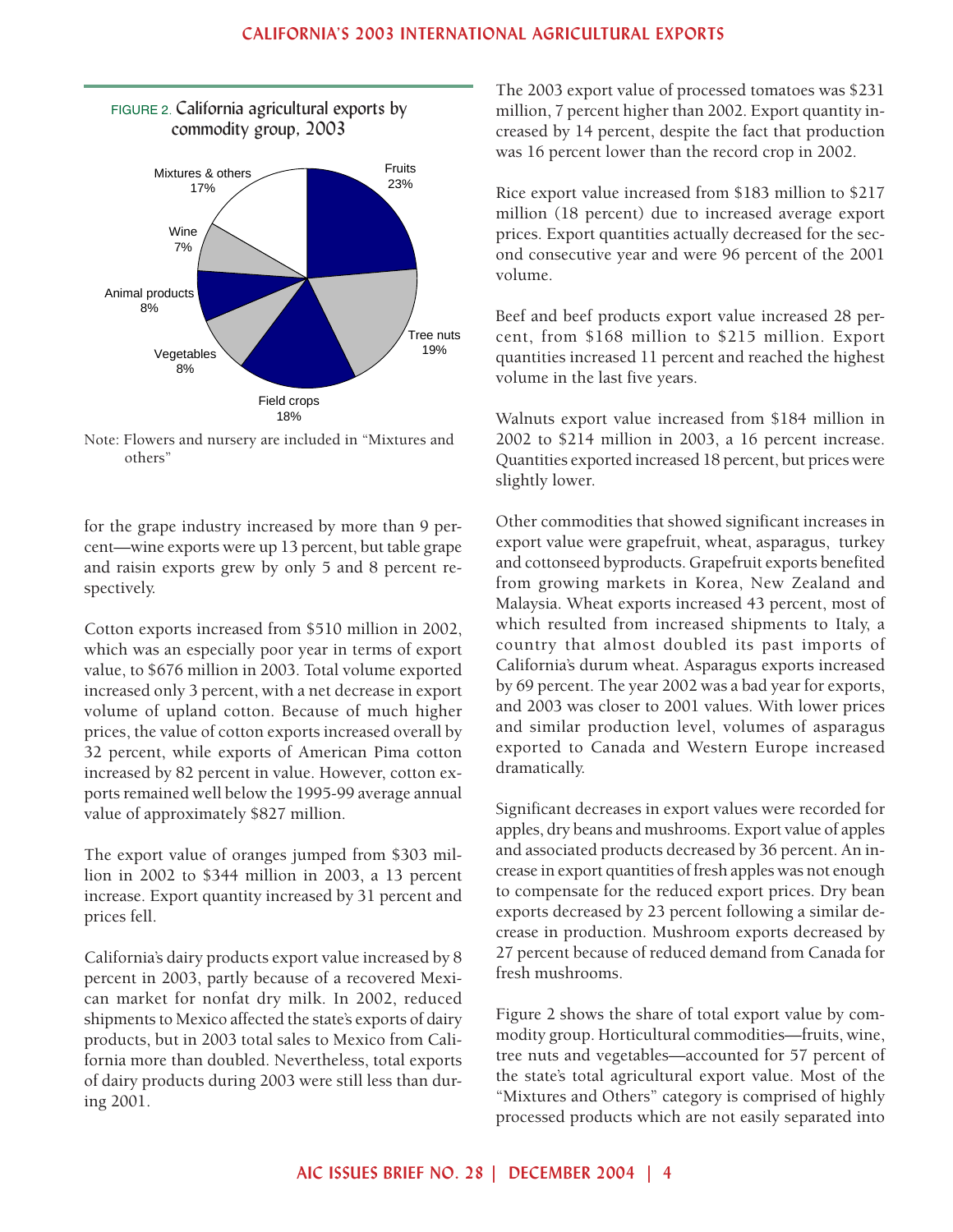FIGURE 2. California agricultural exports by commodity group, 2003

Note: Flowers and nursery are included in "Mixtures and others"

for the grape industry increased by more than 9 percent—wine exports were up 13 percent, but table grape and raisin exports grew by only 5 and 8 percent respectively.

Cotton exports increased from $510 million in 2002, which was an especially poor year in terms of export value, to $676 million in 2003. Total volume exported increased only 3 percent, with a net decrease in export volume of upland cotton. Because of much higher prices, the value of cotton exports increased overall by 32 percent, while exports of American Pima cotton increased by 82 percent in value. However, cotton exports remained well below the 1995-99 average annual value of approximately $827 million.

The export value of oranges jumped from $303 million in 2002 to $344 million in 2003, a 13 percent increase. Export quantity increased by 31 percent and prices fell.

California's dairy products export value increased by 8 percent in 2003, partly because of a recovered Mexican market for nonfat dry milk. In 2002, reduced shipments to Mexico affected the state's exports of dairy products, but in 2003 total sales to Mexico from California more than doubled. Nevertheless, total exports of dairy products during 2003 were still less than during 2001.

The 2003 export value of processed tomatoes was $231 million, 7 percent higher than 2002. Export quantity increased by 14 percent, despite the fact that production was 16 percent lower than the record crop in 2002.

Rice export value increased from $183 million to $217 million (18 percent) due to increased average export prices. Export quantities actually decreased for the second consecutive year and were 96 percent of the 2001 volume.

Beef and beef products export value increased 28 percent, from $168 million to $215 million. Export quantities increased 11 percent and reached the highest volume in the last five years.

Walnuts export value increased from $184 million in 2002 to $214 million in 2003, a 16 percent increase. Quantities exported increased 18 percent, but prices were slightly lower.

Other commodities that showed significant increases in export value were grapefruit, wheat, asparagus, turkey and cottonseed byproducts. Grapefruit exports benefited from growing markets in Korea, New Zealand and Malaysia. Wheat exports increased 43 percent, most of which resulted from increased shipments to Italy, a country that almost doubled its past imports of California's durum wheat. Asparagus exports increased by 69 percent. The year 2002 was a bad year for exports, and 2003 was closer to 2001 values. With lower prices and similar production level, volumes of asparagus exported to Canada and Western Europe increased dramatically.

Significant decreases in export values were recorded for apples, dry beans and mushrooms. Export value of apples and associated products decreased by 36 percent. An increase in export quantities of fresh apples was not enough to compensate for the reduced export prices. Dry bean exports decreased by 23 percent following a similar decrease in production. Mushroom exports decreased by 27 percent because of reduced demand from Canada for fresh mushrooms.

Figure 2 shows the share of total export value by commodity group. Horticultural commodities—fruits, wine, tree nuts and vegetables—accounted for 57 percent of the state's total agricultural export value. Most of the "Mixtures and Others" category is comprised of highly processed products which are not easily separated into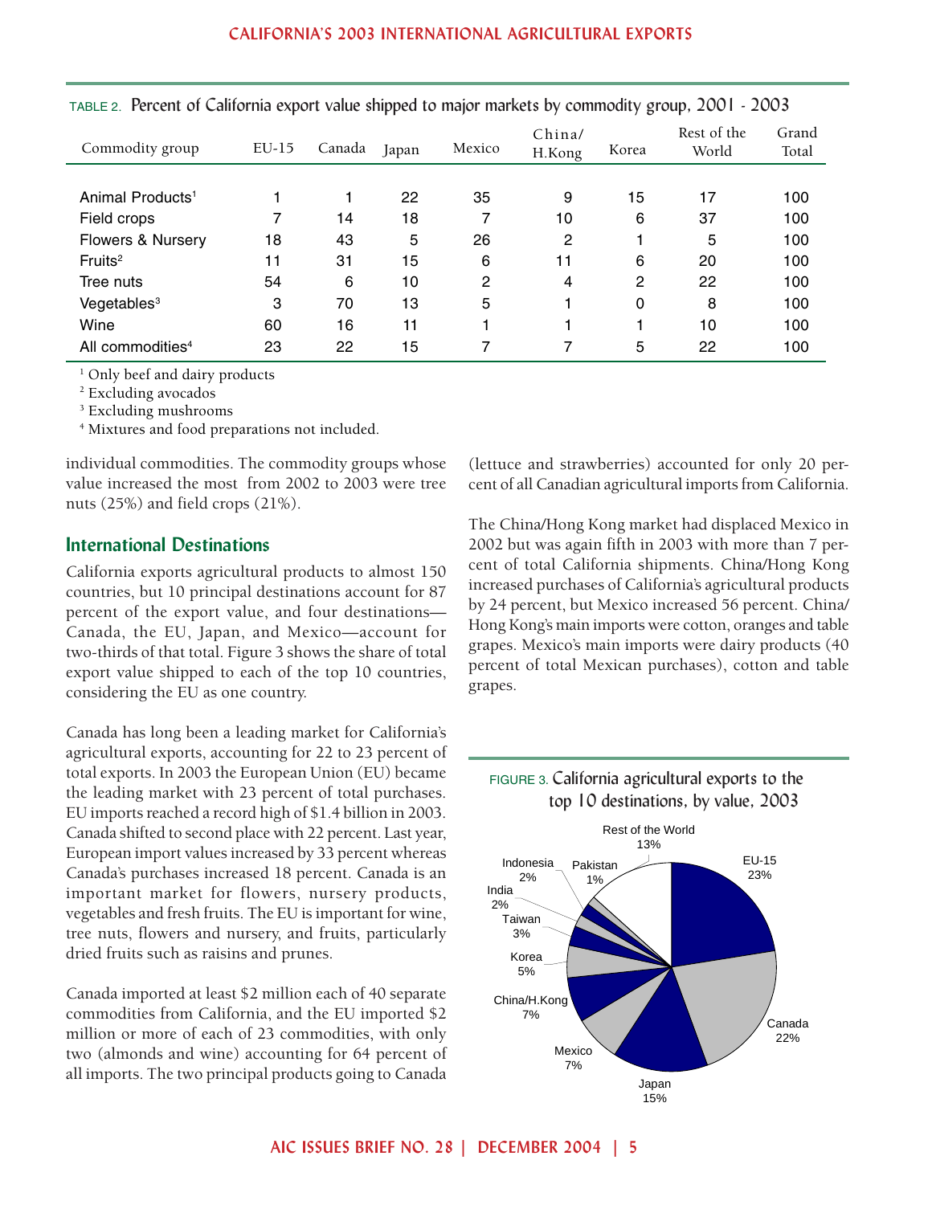TABLE 2. Percent of California export value shipped to major markets by commodity group, 2001 - 2003

| Commodity group | EU-15 | Canada | Japan | Mexico | China/ H.Kong | Korea | Rest of the World | Grand Total |
|---|---|---|---|---|---|---|---|---|
| Animal Products[1] | 1 | 1 | 22 | 35 | 9 | 15 | 17 | 100 |
| Field crops | 7 | 14 | 18 | 7 | 10 | 6 | 37 | 100 |
| Flowers & Nursery | 18 | 43 | 5 | 26 | 2 | 1 | 5 | 100 |
| Fruits[2] | 11 | 31 | 15 | 6 | 11 | 6 | 20 | 100 |
| Tree nuts | 54 | 6 | 10 | 2 | 4 | 2 | 22 | 100 |
| Vegetables[3] | 3 | 70 | 13 | 5 | 1 | 0 | 8 | 100 |
| Wine | 60 | 16 | 11 | 1 | 1 | 1 | 10 | 100 |
| All commodities[4] | 23 | 22 | 15 | 7 | 7 | 5 | 22 | 100 |

[1] Only beef and dairy products
[2] Excluding avocados
[3] Excluding mushrooms
[4] Mixtures and food preparations not included.

individual commodities. The commodity groups whose value increased the most from 2002 to 2003 were tree nuts (25%) and field crops (21%).

## International Destinations

California exports agricultural products to almost 150 countries, but 10 principal destinations account for 87 percent of the export value, and four destinations—Canada, the EU, Japan, and Mexico—account for two-thirds of that total. Figure 3 shows the share of total export value shipped to each of the top 10 countries, considering the EU as one country.

Canada has long been a leading market for California's agricultural exports, accounting for 22 to 23 percent of total exports. In 2003 the European Union (EU) became the leading market with 23 percent of total purchases. EU imports reached a record high of $1.4 billion in 2003. Canada shifted to second place with 22 percent. Last year, European import values increased by 33 percent whereas Canada's purchases increased 18 percent. Canada is an important market for flowers, nursery products, vegetables and fresh fruits. The EU is important for wine, tree nuts, flowers and nursery, and fruits, particularly dried fruits such as raisins and prunes.

Canada imported at least $2 million each of 40 separate commodities from California, and the EU imported $2 million or more of each of 23 commodities, with only two (almonds and wine) accounting for 64 percent of all imports. The two principal products going to Canada (lettuce and strawberries) accounted for only 20 percent of all Canadian agricultural imports from California.

The China/Hong Kong market had displaced Mexico in 2002 but was again fifth in 2003 with more than 7 percent of total California shipments. China/Hong Kong increased purchases of California's agricultural products by 24 percent, but Mexico increased 56 percent. China/Hong Kong's main imports were cotton, oranges and table grapes. Mexico's main imports were dairy products (40 percent of total Mexican purchases), cotton and table grapes.

FIGURE 3. California agricultural exports to the top 10 destinations, by value, 2003

| Destination | Share |
|---|---|
| EU-15 | 23% |
| Canada | 22% |
| Japan | 15% |
| Mexico | 7% |
| China/H.Kong | 7% |
| Korea | 5% |
| Taiwan | 3% |
| India | 2% |
| Indonesia | 2% |
| Pakistan | 1% |
| Rest of the World | 13% |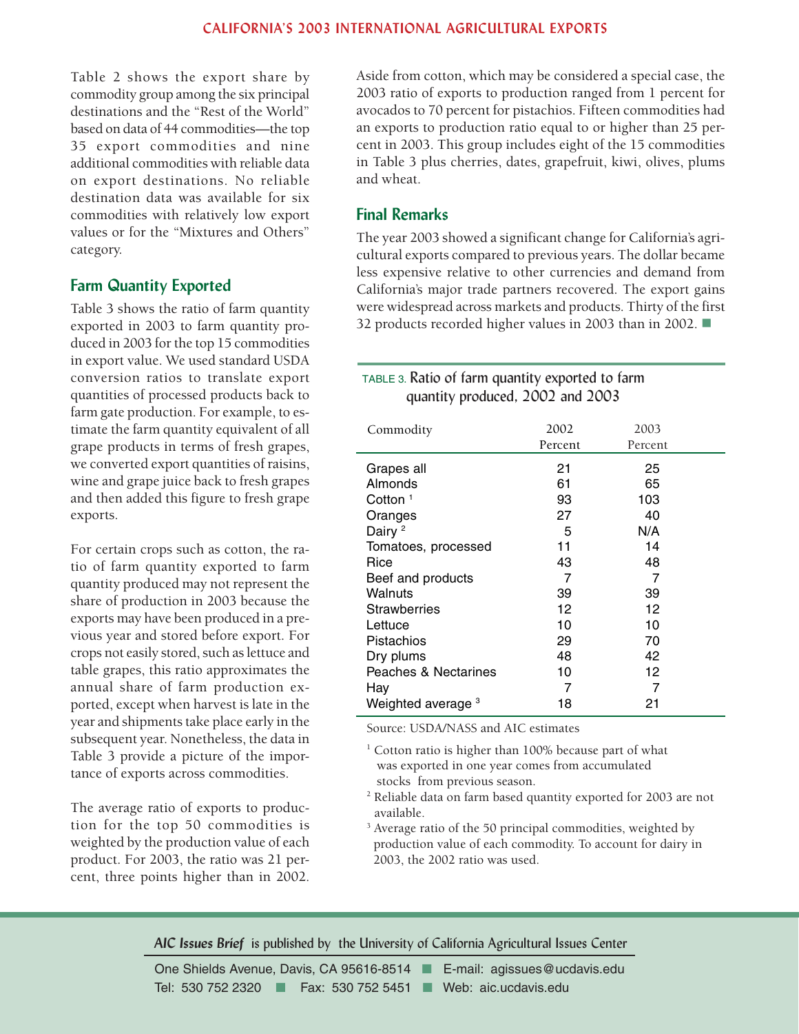Table 2 shows the export share by commodity group among the six principal destinations and the "Rest of the World" based on data of 44 commodities—the top 35 export commodities and nine additional commodities with reliable data on export destinations. No reliable destination data was available for six commodities with relatively low export values or for the "Mixtures and Others" category.

## Farm Quantity Exported

Table 3 shows the ratio of farm quantity exported in 2003 to farm quantity produced in 2003 for the top 15 commodities in export value. We used standard USDA conversion ratios to translate export quantities of processed products back to farm gate production. For example, to estimate the farm quantity equivalent of all grape products in terms of fresh grapes, we converted export quantities of raisins, wine and grape juice back to fresh grapes and then added this figure to fresh grape exports.

For certain crops such as cotton, the ratio of farm quantity exported to farm quantity produced may not represent the share of production in 2003 because the exports may have been produced in a previous year and stored before export. For crops not easily stored, such as lettuce and table grapes, this ratio approximates the annual share of farm production exported, except when harvest is late in the year and shipments take place early in the subsequent year. Nonetheless, the data in Table 3 provide a picture of the importance of exports across commodities.

The average ratio of exports to production for the top 50 commodities is weighted by the production value of each product. For 2003, the ratio was 21 percent, three points higher than in 2002. Aside from cotton, which may be considered a special case, the 2003 ratio of exports to production ranged from 1 percent for avocados to 70 percent for pistachios. Fifteen commodities had an exports to production ratio equal to or higher than 25 percent in 2003. This group includes eight of the 15 commodities in Table 3 plus cherries, dates, grapefruit, kiwi, olives, plums and wheat.

## Final Remarks

The year 2003 showed a significant change for California's agricultural exports compared to previous years. The dollar became less expensive relative to other currencies and demand from California's major trade partners recovered. The export gains were widespread across markets and products. Thirty of the first 32 products recorded higher values in 2003 than in 2002.

TABLE 3. Ratio of farm quantity exported to farm quantity produced, 2002 and 2003

| Commodity | 2002 Percent | 2003 Percent |
|---|---|---|
| Grapes all | 21 | 25 |
| Almonds | 61 | 65 |
| Cotton [1] | 93 | 103 |
| Oranges | 27 | 40 |
| Dairy [2] | 5 | N/A |
| Tomatoes, processed | 11 | 14 |
| Rice | 43 | 48 |
| Beef and products | 7 | 7 |
| Walnuts | 39 | 39 |
| Strawberries | 12 | 12 |
| Lettuce | 10 | 10 |
| Pistachios | 29 | 70 |
| Dry plums | 48 | 42 |
| Peaches & Nectarines | 10 | 12 |
| Hay | 7 | 7 |
| Weighted average [3] | 18 | 21 |

Source: USDA/NASS and AIC estimates

[1] Cotton ratio is higher than 100% because part of what was exported in one year comes from accumulated stocks from previous season.

[2] Reliable data on farm based quantity exported for 2003 are not available.

[3] Average ratio of the 50 principal commodities, weighted by production value of each commodity. To account for dairy in 2003, the 2002 ratio was used.

*AIC Issues Brief* is published by the University of California Agricultural Issues Center

One Shields Avenue, Davis, CA 95616-8514 ■ E-mail: agissues@ucdavis.edu
Tel: 530 752 2320 ■ Fax: 530 752 5451 ■ Web: aic.ucdavis.edu